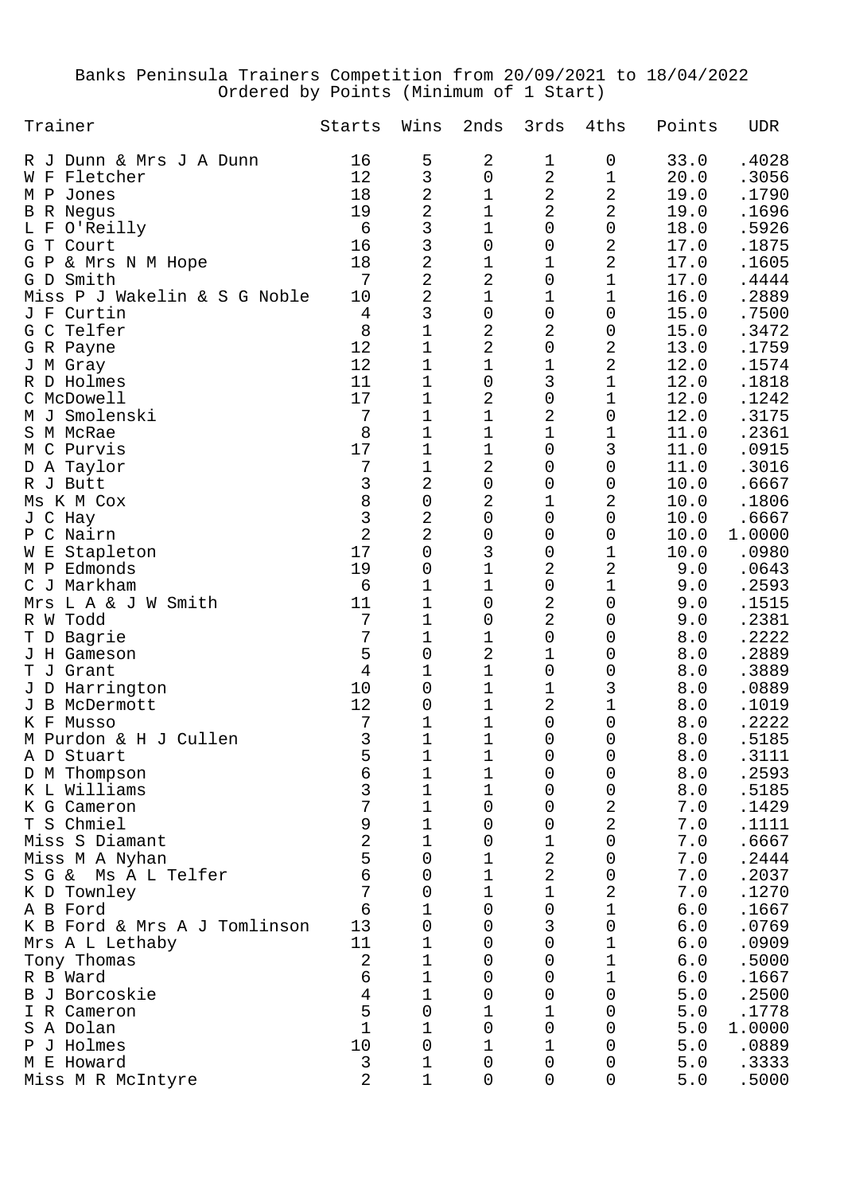Banks Peninsula Trainers Competition from 20/09/2021 to 18/04/2022
Ordered by Points (Minimum of 1 Start)

| Trainer | Starts | Wins | 2nds | 3rds | 4ths | Points | UDR |
|---|---|---|---|---|---|---|---|
| R J Dunn & Mrs J A Dunn | 16 | 5 | 2 | 1 | 0 | 33.0 | .4028 |
| W F Fletcher | 12 | 3 | 0 | 2 | 1 | 20.0 | .3056 |
| M P Jones | 18 | 2 | 1 | 2 | 2 | 19.0 | .1790 |
| B R Negus | 19 | 2 | 1 | 2 | 2 | 19.0 | .1696 |
| L F O'Reilly | 6 | 3 | 1 | 0 | 0 | 18.0 | .5926 |
| G T Court | 16 | 3 | 0 | 0 | 2 | 17.0 | .1875 |
| G P & Mrs N M Hope | 18 | 2 | 1 | 1 | 2 | 17.0 | .1605 |
| G D Smith | 7 | 2 | 2 | 0 | 1 | 17.0 | .4444 |
| Miss P J Wakelin & S G Noble | 10 | 2 | 1 | 1 | 1 | 16.0 | .2889 |
| J F Curtin | 4 | 3 | 0 | 0 | 0 | 15.0 | .7500 |
| G C Telfer | 8 | 1 | 2 | 2 | 0 | 15.0 | .3472 |
| G R Payne | 12 | 1 | 2 | 0 | 2 | 13.0 | .1759 |
| J M Gray | 12 | 1 | 1 | 1 | 2 | 12.0 | .1574 |
| R D Holmes | 11 | 1 | 0 | 3 | 1 | 12.0 | .1818 |
| C McDowell | 17 | 1 | 2 | 0 | 1 | 12.0 | .1242 |
| M J Smolenski | 7 | 1 | 1 | 2 | 0 | 12.0 | .3175 |
| S M McRae | 8 | 1 | 1 | 1 | 1 | 11.0 | .2361 |
| M C Purvis | 17 | 1 | 1 | 0 | 3 | 11.0 | .0915 |
| D A Taylor | 7 | 1 | 2 | 0 | 0 | 11.0 | .3016 |
| R J Butt | 3 | 2 | 0 | 0 | 0 | 10.0 | .6667 |
| Ms K M Cox | 8 | 0 | 2 | 1 | 2 | 10.0 | .1806 |
| J C Hay | 3 | 2 | 0 | 0 | 0 | 10.0 | .6667 |
| P C Nairn | 2 | 2 | 0 | 0 | 0 | 10.0 | 1.0000 |
| W E Stapleton | 17 | 0 | 3 | 0 | 1 | 10.0 | .0980 |
| M P Edmonds | 19 | 0 | 1 | 2 | 2 | 9.0 | .0643 |
| C J Markham | 6 | 1 | 1 | 0 | 1 | 9.0 | .2593 |
| Mrs L A & J W Smith | 11 | 1 | 0 | 2 | 0 | 9.0 | .1515 |
| R W Todd | 7 | 1 | 0 | 2 | 0 | 9.0 | .2381 |
| T D Bagrie | 7 | 1 | 1 | 0 | 0 | 8.0 | .2222 |
| J H Gameson | 5 | 0 | 2 | 1 | 0 | 8.0 | .2889 |
| T J Grant | 4 | 1 | 1 | 0 | 0 | 8.0 | .3889 |
| J D Harrington | 10 | 0 | 1 | 1 | 3 | 8.0 | .0889 |
| J B McDermott | 12 | 0 | 1 | 2 | 1 | 8.0 | .1019 |
| K F Musso | 7 | 1 | 1 | 0 | 0 | 8.0 | .2222 |
| M Purdon & H J Cullen | 3 | 1 | 1 | 0 | 0 | 8.0 | .5185 |
| A D Stuart | 5 | 1 | 1 | 0 | 0 | 8.0 | .3111 |
| D M Thompson | 6 | 1 | 1 | 0 | 0 | 8.0 | .2593 |
| K L Williams | 3 | 1 | 1 | 0 | 0 | 8.0 | .5185 |
| K G Cameron | 7 | 1 | 0 | 0 | 2 | 7.0 | .1429 |
| T S Chmiel | 9 | 1 | 0 | 0 | 2 | 7.0 | .1111 |
| Miss S Diamant | 2 | 1 | 0 | 1 | 0 | 7.0 | .6667 |
| Miss M A Nyhan | 5 | 0 | 1 | 2 | 0 | 7.0 | .2444 |
| S G & Ms A L Telfer | 6 | 0 | 1 | 2 | 0 | 7.0 | .2037 |
| K D Townley | 7 | 0 | 1 | 1 | 2 | 7.0 | .1270 |
| A B Ford | 6 | 1 | 0 | 0 | 1 | 6.0 | .1667 |
| K B Ford & Mrs A J Tomlinson | 13 | 0 | 0 | 3 | 0 | 6.0 | .0769 |
| Mrs A L Lethaby | 11 | 1 | 0 | 0 | 1 | 6.0 | .0909 |
| Tony Thomas | 2 | 1 | 0 | 0 | 1 | 6.0 | .5000 |
| R B Ward | 6 | 1 | 0 | 0 | 1 | 6.0 | .1667 |
| B J Borcoskie | 4 | 1 | 0 | 0 | 0 | 5.0 | .2500 |
| I R Cameron | 5 | 0 | 1 | 1 | 0 | 5.0 | .1778 |
| S A Dolan | 1 | 1 | 0 | 0 | 0 | 5.0 | 1.0000 |
| P J Holmes | 10 | 0 | 1 | 1 | 0 | 5.0 | .0889 |
| M E Howard | 3 | 1 | 0 | 0 | 0 | 5.0 | .3333 |
| Miss M R McIntyre | 2 | 1 | 0 | 0 | 0 | 5.0 | .5000 |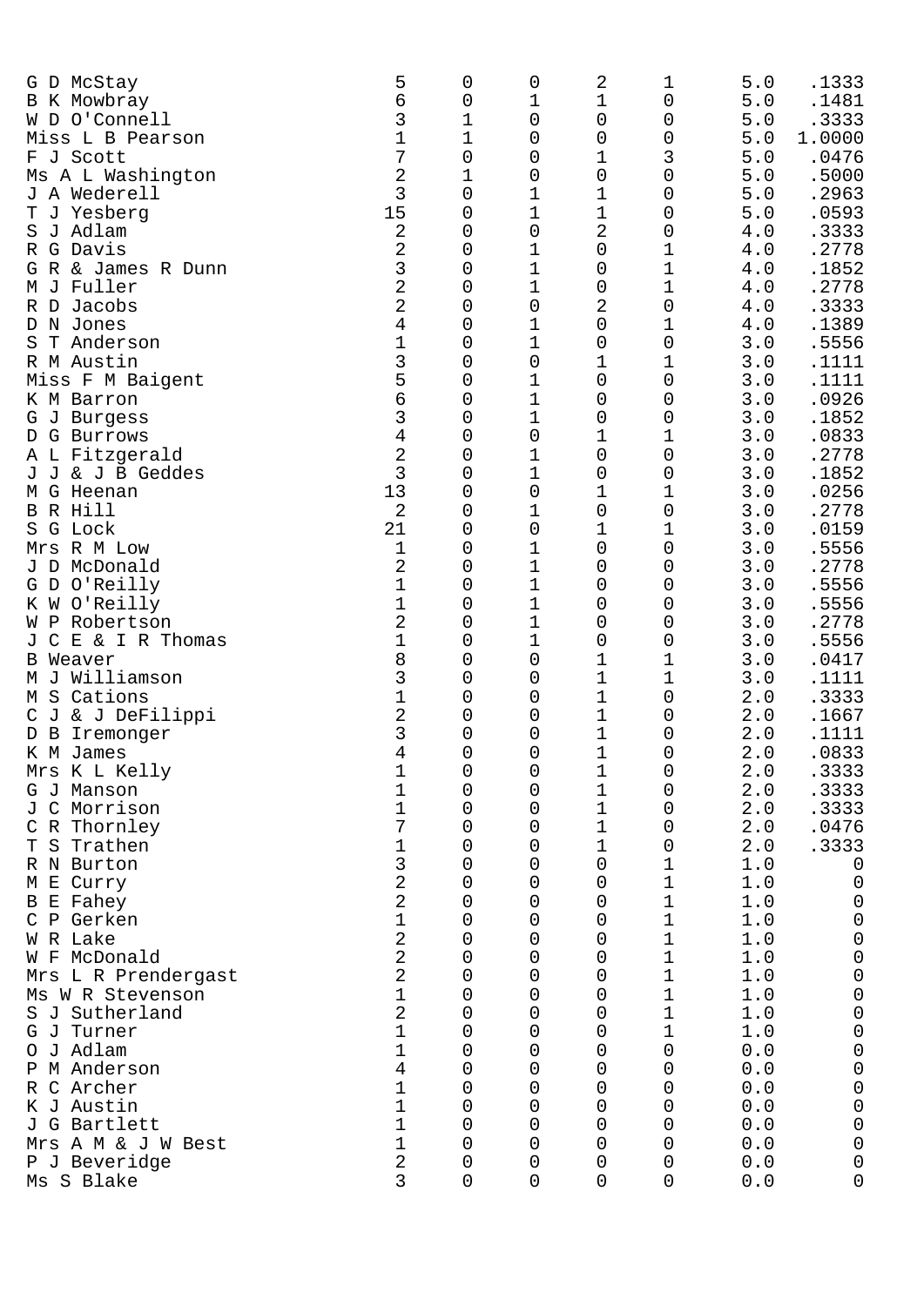| | | | | | | | |
|---|---|---|---|---|---|---|---|
| G D McStay | 5 | 0 | 0 | 2 | 1 | 5.0 | .1333 |
| B K Mowbray | 6 | 0 | 1 | 1 | 0 | 5.0 | .1481 |
| W D O'Connell | 3 | 1 | 0 | 0 | 0 | 5.0 | .3333 |
| Miss L B Pearson | 1 | 1 | 0 | 0 | 0 | 5.0 | 1.0000 |
| F J Scott | 7 | 0 | 0 | 1 | 3 | 5.0 | .0476 |
| Ms A L Washington | 2 | 1 | 0 | 0 | 0 | 5.0 | .5000 |
| J A Wederell | 3 | 0 | 1 | 1 | 0 | 5.0 | .2963 |
| T J Yesberg | 15 | 0 | 1 | 1 | 0 | 5.0 | .0593 |
| S J Adlam | 2 | 0 | 0 | 2 | 0 | 4.0 | .3333 |
| R G Davis | 2 | 0 | 1 | 0 | 1 | 4.0 | .2778 |
| G R & James R Dunn | 3 | 0 | 1 | 0 | 1 | 4.0 | .1852 |
| M J Fuller | 2 | 0 | 1 | 0 | 1 | 4.0 | .2778 |
| R D Jacobs | 2 | 0 | 0 | 2 | 0 | 4.0 | .3333 |
| D N Jones | 4 | 0 | 1 | 0 | 1 | 4.0 | .1389 |
| S T Anderson | 1 | 0 | 1 | 0 | 0 | 3.0 | .5556 |
| R M Austin | 3 | 0 | 0 | 1 | 1 | 3.0 | .1111 |
| Miss F M Baigent | 5 | 0 | 1 | 0 | 0 | 3.0 | .1111 |
| K M Barron | 6 | 0 | 1 | 0 | 0 | 3.0 | .0926 |
| G J Burgess | 3 | 0 | 1 | 0 | 0 | 3.0 | .1852 |
| D G Burrows | 4 | 0 | 0 | 1 | 1 | 3.0 | .0833 |
| A L Fitzgerald | 2 | 0 | 1 | 0 | 0 | 3.0 | .2778 |
| J J & J B Geddes | 3 | 0 | 1 | 0 | 0 | 3.0 | .1852 |
| M G Heenan | 13 | 0 | 0 | 1 | 1 | 3.0 | .0256 |
| B R Hill | 2 | 0 | 1 | 0 | 0 | 3.0 | .2778 |
| S G Lock | 21 | 0 | 0 | 1 | 1 | 3.0 | .0159 |
| Mrs R M Low | 1 | 0 | 1 | 0 | 0 | 3.0 | .5556 |
| J D McDonald | 2 | 0 | 1 | 0 | 0 | 3.0 | .2778 |
| G D O'Reilly | 1 | 0 | 1 | 0 | 0 | 3.0 | .5556 |
| K W O'Reilly | 1 | 0 | 1 | 0 | 0 | 3.0 | .5556 |
| W P Robertson | 2 | 0 | 1 | 0 | 0 | 3.0 | .2778 |
| J C E & I R Thomas | 1 | 0 | 1 | 0 | 0 | 3.0 | .5556 |
| B Weaver | 8 | 0 | 0 | 1 | 1 | 3.0 | .0417 |
| M J Williamson | 3 | 0 | 0 | 1 | 1 | 3.0 | .1111 |
| M S Cations | 1 | 0 | 0 | 1 | 0 | 2.0 | .3333 |
| C J & J DeFilippi | 2 | 0 | 0 | 1 | 0 | 2.0 | .1667 |
| D B Iremonger | 3 | 0 | 0 | 1 | 0 | 2.0 | .1111 |
| K M James | 4 | 0 | 0 | 1 | 0 | 2.0 | .0833 |
| Mrs K L Kelly | 1 | 0 | 0 | 1 | 0 | 2.0 | .3333 |
| G J Manson | 1 | 0 | 0 | 1 | 0 | 2.0 | .3333 |
| J C Morrison | 1 | 0 | 0 | 1 | 0 | 2.0 | .3333 |
| C R Thornley | 7 | 0 | 0 | 1 | 0 | 2.0 | .0476 |
| T S Trathen | 1 | 0 | 0 | 1 | 0 | 2.0 | .3333 |
| R N Burton | 3 | 0 | 0 | 0 | 1 | 1.0 | 0 |
| M E Curry | 2 | 0 | 0 | 0 | 1 | 1.0 | 0 |
| B E Fahey | 2 | 0 | 0 | 0 | 1 | 1.0 | 0 |
| C P Gerken | 1 | 0 | 0 | 0 | 1 | 1.0 | 0 |
| W R Lake | 2 | 0 | 0 | 0 | 1 | 1.0 | 0 |
| W F McDonald | 2 | 0 | 0 | 0 | 1 | 1.0 | 0 |
| Mrs L R Prendergast | 2 | 0 | 0 | 0 | 1 | 1.0 | 0 |
| Ms W R Stevenson | 1 | 0 | 0 | 0 | 1 | 1.0 | 0 |
| S J Sutherland | 2 | 0 | 0 | 0 | 1 | 1.0 | 0 |
| G J Turner | 1 | 0 | 0 | 0 | 1 | 1.0 | 0 |
| O J Adlam | 1 | 0 | 0 | 0 | 0 | 0.0 | 0 |
| P M Anderson | 4 | 0 | 0 | 0 | 0 | 0.0 | 0 |
| R C Archer | 1 | 0 | 0 | 0 | 0 | 0.0 | 0 |
| K J Austin | 1 | 0 | 0 | 0 | 0 | 0.0 | 0 |
| J G Bartlett | 1 | 0 | 0 | 0 | 0 | 0.0 | 0 |
| Mrs A M & J W Best | 1 | 0 | 0 | 0 | 0 | 0.0 | 0 |
| P J Beveridge | 2 | 0 | 0 | 0 | 0 | 0.0 | 0 |
| Ms S Blake | 3 | 0 | 0 | 0 | 0 | 0.0 | 0 |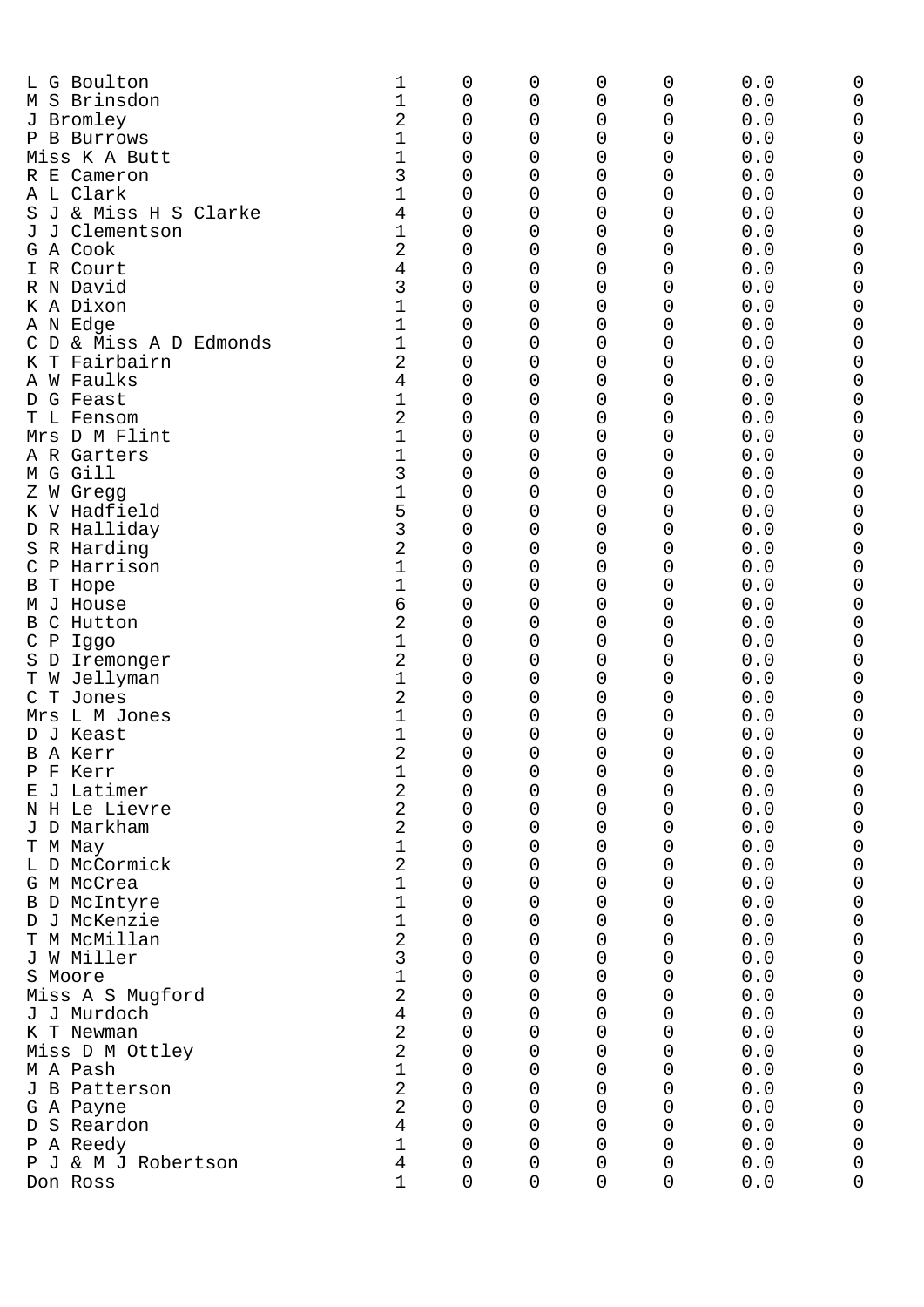| | | | | | | | |
|---|---|---|---|---|---|---|---|
| L G Boulton | 1 | 0 | 0 | 0 | 0 | 0.0 | 0 |
| M S Brinsdon | 1 | 0 | 0 | 0 | 0 | 0.0 | 0 |
| J Bromley | 2 | 0 | 0 | 0 | 0 | 0.0 | 0 |
| P B Burrows | 1 | 0 | 0 | 0 | 0 | 0.0 | 0 |
| Miss K A Butt | 1 | 0 | 0 | 0 | 0 | 0.0 | 0 |
| R E Cameron | 3 | 0 | 0 | 0 | 0 | 0.0 | 0 |
| A L Clark | 1 | 0 | 0 | 0 | 0 | 0.0 | 0 |
| S J & Miss H S Clarke | 4 | 0 | 0 | 0 | 0 | 0.0 | 0 |
| J J Clementson | 1 | 0 | 0 | 0 | 0 | 0.0 | 0 |
| G A Cook | 2 | 0 | 0 | 0 | 0 | 0.0 | 0 |
| I R Court | 4 | 0 | 0 | 0 | 0 | 0.0 | 0 |
| R N David | 3 | 0 | 0 | 0 | 0 | 0.0 | 0 |
| K A Dixon | 1 | 0 | 0 | 0 | 0 | 0.0 | 0 |
| A N Edge | 1 | 0 | 0 | 0 | 0 | 0.0 | 0 |
| C D & Miss A D Edmonds | 1 | 0 | 0 | 0 | 0 | 0.0 | 0 |
| K T Fairbairn | 2 | 0 | 0 | 0 | 0 | 0.0 | 0 |
| A W Faulks | 4 | 0 | 0 | 0 | 0 | 0.0 | 0 |
| D G Feast | 1 | 0 | 0 | 0 | 0 | 0.0 | 0 |
| T L Fensom | 2 | 0 | 0 | 0 | 0 | 0.0 | 0 |
| Mrs D M Flint | 1 | 0 | 0 | 0 | 0 | 0.0 | 0 |
| A R Garters | 1 | 0 | 0 | 0 | 0 | 0.0 | 0 |
| M G Gill | 3 | 0 | 0 | 0 | 0 | 0.0 | 0 |
| Z W Gregg | 1 | 0 | 0 | 0 | 0 | 0.0 | 0 |
| K V Hadfield | 5 | 0 | 0 | 0 | 0 | 0.0 | 0 |
| D R Halliday | 3 | 0 | 0 | 0 | 0 | 0.0 | 0 |
| S R Harding | 2 | 0 | 0 | 0 | 0 | 0.0 | 0 |
| C P Harrison | 1 | 0 | 0 | 0 | 0 | 0.0 | 0 |
| B T Hope | 1 | 0 | 0 | 0 | 0 | 0.0 | 0 |
| M J House | 6 | 0 | 0 | 0 | 0 | 0.0 | 0 |
| B C Hutton | 2 | 0 | 0 | 0 | 0 | 0.0 | 0 |
| C P Iggo | 1 | 0 | 0 | 0 | 0 | 0.0 | 0 |
| S D Iremonger | 2 | 0 | 0 | 0 | 0 | 0.0 | 0 |
| T W Jellyman | 1 | 0 | 0 | 0 | 0 | 0.0 | 0 |
| C T Jones | 2 | 0 | 0 | 0 | 0 | 0.0 | 0 |
| Mrs L M Jones | 1 | 0 | 0 | 0 | 0 | 0.0 | 0 |
| D J Keast | 1 | 0 | 0 | 0 | 0 | 0.0 | 0 |
| B A Kerr | 2 | 0 | 0 | 0 | 0 | 0.0 | 0 |
| P F Kerr | 1 | 0 | 0 | 0 | 0 | 0.0 | 0 |
| E J Latimer | 2 | 0 | 0 | 0 | 0 | 0.0 | 0 |
| N H Le Lievre | 2 | 0 | 0 | 0 | 0 | 0.0 | 0 |
| J D Markham | 2 | 0 | 0 | 0 | 0 | 0.0 | 0 |
| T M May | 1 | 0 | 0 | 0 | 0 | 0.0 | 0 |
| L D McCormick | 2 | 0 | 0 | 0 | 0 | 0.0 | 0 |
| G M McCrea | 1 | 0 | 0 | 0 | 0 | 0.0 | 0 |
| B D McIntyre | 1 | 0 | 0 | 0 | 0 | 0.0 | 0 |
| D J McKenzie | 1 | 0 | 0 | 0 | 0 | 0.0 | 0 |
| T M McMillan | 2 | 0 | 0 | 0 | 0 | 0.0 | 0 |
| J W Miller | 3 | 0 | 0 | 0 | 0 | 0.0 | 0 |
| S Moore | 1 | 0 | 0 | 0 | 0 | 0.0 | 0 |
| Miss A S Mugford | 2 | 0 | 0 | 0 | 0 | 0.0 | 0 |
| J J Murdoch | 4 | 0 | 0 | 0 | 0 | 0.0 | 0 |
| K T Newman | 2 | 0 | 0 | 0 | 0 | 0.0 | 0 |
| Miss D M Ottley | 2 | 0 | 0 | 0 | 0 | 0.0 | 0 |
| M A Pash | 1 | 0 | 0 | 0 | 0 | 0.0 | 0 |
| J B Patterson | 2 | 0 | 0 | 0 | 0 | 0.0 | 0 |
| G A Payne | 2 | 0 | 0 | 0 | 0 | 0.0 | 0 |
| D S Reardon | 4 | 0 | 0 | 0 | 0 | 0.0 | 0 |
| P A Reedy | 1 | 0 | 0 | 0 | 0 | 0.0 | 0 |
| P J & M J Robertson | 4 | 0 | 0 | 0 | 0 | 0.0 | 0 |
| Don Ross | 1 | 0 | 0 | 0 | 0 | 0.0 | 0 |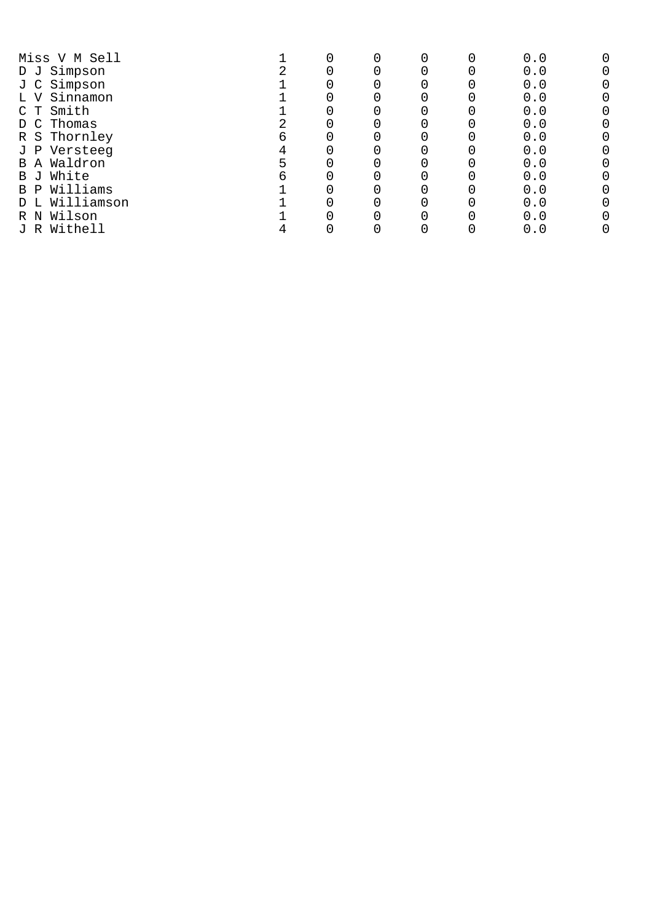| | | | | | | | |
|---|---|---|---|---|---|---|---|
| Miss V M Sell | 1 | 0 | 0 | 0 | 0 | 0.0 | 0 |
| D J Simpson | 2 | 0 | 0 | 0 | 0 | 0.0 | 0 |
| J C Simpson | 1 | 0 | 0 | 0 | 0 | 0.0 | 0 |
| L V Sinnamon | 1 | 0 | 0 | 0 | 0 | 0.0 | 0 |
| C T Smith | 1 | 0 | 0 | 0 | 0 | 0.0 | 0 |
| D C Thomas | 2 | 0 | 0 | 0 | 0 | 0.0 | 0 |
| R S Thornley | 6 | 0 | 0 | 0 | 0 | 0.0 | 0 |
| J P Versteeg | 4 | 0 | 0 | 0 | 0 | 0.0 | 0 |
| B A Waldron | 5 | 0 | 0 | 0 | 0 | 0.0 | 0 |
| B J White | 6 | 0 | 0 | 0 | 0 | 0.0 | 0 |
| B P Williams | 1 | 0 | 0 | 0 | 0 | 0.0 | 0 |
| D L Williamson | 1 | 0 | 0 | 0 | 0 | 0.0 | 0 |
| R N Wilson | 1 | 0 | 0 | 0 | 0 | 0.0 | 0 |
| J R Withell | 4 | 0 | 0 | 0 | 0 | 0.0 | 0 |